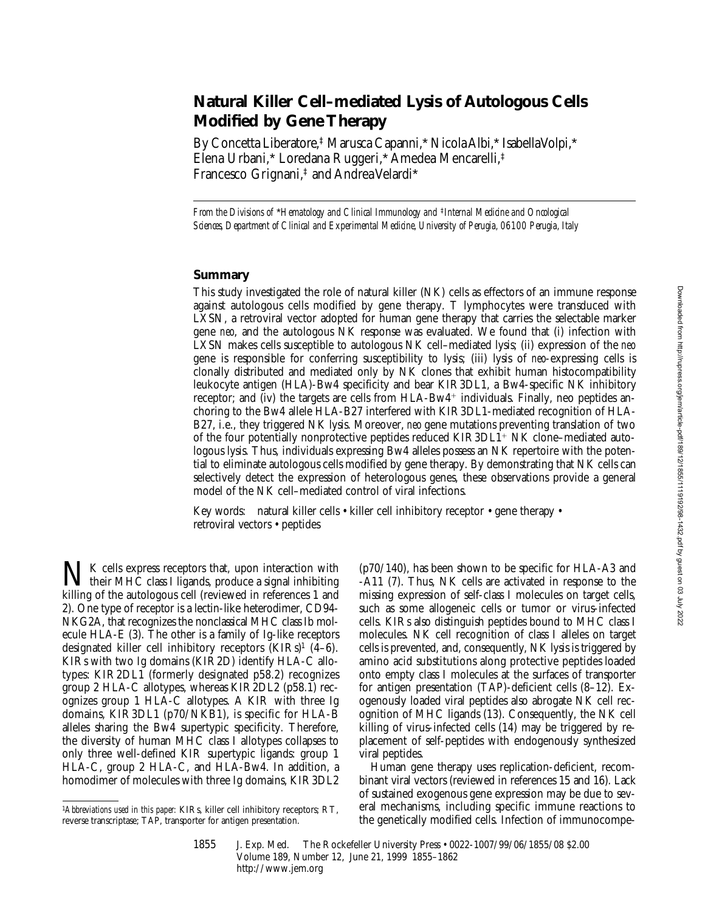# Natural Killer Cell–mediated Lysis of Autologous Cells Modified by Gene Therapy

By Concetta Liberatore,[‡] Marusca Capanni,[*] Nicola Albi,[*] Isabella Volpi,[*] Elena Urbani,[*] Loredana Ruggeri,[*] Amedea Mencarelli,[‡] Francesco Grignani,[‡] and Andrea Velardi[*]

*From the Divisions of* [*]*Hematology and Clinical Immunology and* [‡]*Internal Medicine and Oncological Sciences, Department of Clinical and Experimental Medicine, University of Perugia, 06100 Perugia, Italy*

## Summary

This study investigated the role of natural killer (NK) cells as effectors of an immune response against autologous cells modified by gene therapy. T lymphocytes were transduced with LXSN, a retroviral vector adopted for human gene therapy that carries the selectable marker gene *neo*, and the autologous NK response was evaluated. We found that (i) infection with LXSN makes cells susceptible to autologous NK cell–mediated lysis; (ii) expression of the *neo* gene is responsible for conferring susceptibility to lysis; (iii) lysis of *neo*-expressing cells is clonally distributed and mediated only by NK clones that exhibit human histocompatibility leukocyte antigen (HLA)-Bw4 specificity and bear KIR3DL1, a Bw4-specific NK inhibitory receptor; and (iv) the targets are cells from HLA-Bw4$^+$ individuals. Finally, neo peptides anchoring to the Bw4 allele HLA-B27 interfered with KIR3DL1-mediated recognition of HLA-B27, i.e., they triggered NK lysis. Moreover, *neo* gene mutations preventing translation of two of the four potentially nonprotective peptides reduced KIR3DL1$^+$ NK clone–mediated autologous lysis. Thus, individuals expressing Bw4 alleles possess an NK repertoire with the potential to eliminate autologous cells modified by gene therapy. By demonstrating that NK cells can selectively detect the expression of heterologous genes, these observations provide a general model of the NK cell–mediated control of viral infections.

Key words: natural killer cells • killer cell inhibitory receptor • gene therapy • retroviral vectors • peptides

NK cells express receptors that, upon interaction with their MHC class I ligands, produce a signal inhibiting killing of the autologous cell (reviewed in references 1 and 2). One type of receptor is a lectin-like heterodimer, CD94-NKG2A, that recognizes the nonclassical MHC class Ib molecule HLA-E (3). The other is a family of Ig-like receptors designated killer cell inhibitory receptors (KIRs)[1] (4–6). KIRs with two Ig domains (KIR2D) identify HLA-C allotypes: KIR2DL1 (formerly designated p58.2) recognizes group 2 HLA-C allotypes, whereas KIR2DL2 (p58.1) recognizes group 1 HLA-C allotypes. A KIR with three Ig domains, KIR3DL1 (p70/NKB1), is specific for HLA-B alleles sharing the Bw4 supertypic specificity. Therefore, the diversity of human MHC class I allotypes collapses to only three well-defined KIR supertypic ligands: group 1 HLA-C, group 2 HLA-C, and HLA-Bw4. In addition, a homodimer of molecules with three Ig domains, KIR3DL2 (p70/140), has been shown to be specific for HLA-A3 and -A11 (7). Thus, NK cells are activated in response to the missing expression of self-class I molecules on target cells, such as some allogeneic cells or tumor or virus-infected cells. KIRs also distinguish peptides bound to MHC class I molecules. NK cell recognition of class I alleles on target cells is prevented, and, consequently, NK lysis is triggered by amino acid substitutions along protective peptides loaded onto empty class I molecules at the surfaces of transporter for antigen presentation (TAP)-deficient cells (8–12). Exogenously loaded viral peptides also abrogate NK cell recognition of MHC ligands (13). Consequently, the NK cell killing of virus-infected cells (14) may be triggered by replacement of self-peptides with endogenously synthesized viral peptides.

Human gene therapy uses replication-deficient, recombinant viral vectors (reviewed in references 15 and 16). Lack of sustained exogenous gene expression may be due to several mechanisms, including specific immune reactions to the genetically modified cells. Infection of immunocompe-

[1]*Abbreviations used in this paper:* KIRs, killer cell inhibitory receptors; RT, reverse transcriptase; TAP, transporter for antigen presentation.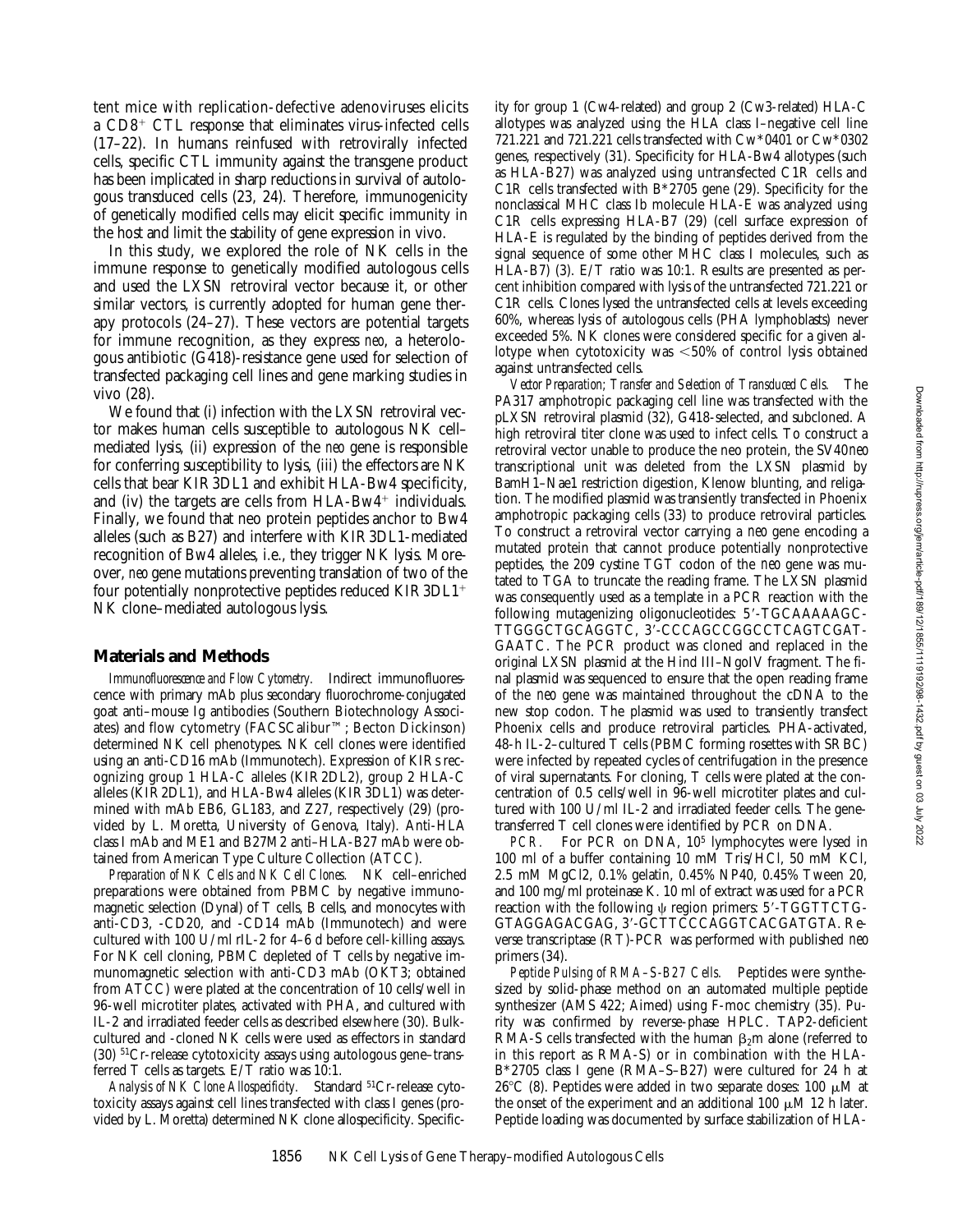tent mice with replication-defective adenoviruses elicits a $CD8^+$ CTL response that eliminates virus-infected cells (17–22). In humans reinfused with retrovirally infected cells, specific CTL immunity against the transgene product has been implicated in sharp reductions in survival of autologous transduced cells (23, 24). Therefore, immunogenicity of genetically modified cells may elicit specific immunity in the host and limit the stability of gene expression in vivo.

In this study, we explored the role of NK cells in the immune response to genetically modified autologous cells and used the LXSN retroviral vector because it, or other similar vectors, is currently adopted for human gene therapy protocols (24–27). These vectors are potential targets for immune recognition, as they express *neo*, a heterologous antibiotic (G418)-resistance gene used for selection of transfected packaging cell lines and gene marking studies in vivo (28).

We found that (i) infection with the LXSN retroviral vector makes human cells susceptible to autologous NK cell–mediated lysis, (ii) expression of the *neo* gene is responsible for conferring susceptibility to lysis, (iii) the effectors are NK cells that bear KIR3DL1 and exhibit HLA-Bw4 specificity, and (iv) the targets are cells from HLA-$Bw4^+$ individuals. Finally, we found that neo protein peptides anchor to Bw4 alleles (such as B27) and interfere with KIR3DL1-mediated recognition of Bw4 alleles, i.e., they trigger NK lysis. Moreover, *neo* gene mutations preventing translation of two of the four potentially nonprotective peptides reduced $KIR3DL1^+$ NK clone–mediated autologous lysis.

## Materials and Methods

*Immunofluorescence and Flow Cytometry.* Indirect immunofluorescence with primary mAb plus secondary fluorochrome-conjugated goat anti–mouse Ig antibodies (Southern Biotechnology Associates) and flow cytometry (FACSCalibur™; Becton Dickinson) determined NK cell phenotypes. NK cell clones were identified using an anti-CD16 mAb (Immunotech). Expression of KIRs recognizing group 1 HLA-C alleles (KIR2DL2), group 2 HLA-C alleles (KIR2DL1), and HLA-Bw4 alleles (KIR3DL1) was determined with mAb EB6, GL183, and Z27, respectively (29) (provided by L. Moretta, University of Genova, Italy). Anti-HLA class I mAb and ME1 and B27M2 anti–HLA-B27 mAb were obtained from American Type Culture Collection (ATCC).

*Preparation of NK Cells and NK Cell Clones.* NK cell–enriched preparations were obtained from PBMC by negative immunomagnetic selection (Dynal) of T cells, B cells, and monocytes with anti-CD3, -CD20, and -CD14 mAb (Immunotech) and were cultured with 100 U/ml rIL-2 for 4–6 d before cell-killing assays. For NK cell cloning, PBMC depleted of T cells by negative immunomagnetic selection with anti-CD3 mAb (OKT3; obtained from ATCC) were plated at the concentration of 10 cells/well in 96-well microtiter plates, activated with PHA, and cultured with IL-2 and irradiated feeder cells as described elsewhere (30). Bulk-cultured and -cloned NK cells were used as effectors in standard (30) $^{51}$Cr-release cytotoxicity assays using autologous gene–transferred T cells as targets. E/T ratio was 10:1.

*Analysis of NK Clone Allospecificity.* Standard $^{51}$Cr-release cytotoxicity assays against cell lines transfected with class I genes (provided by L. Moretta) determined NK clone allospecificity. Specificity for group 1 (Cw4-related) and group 2 (Cw3-related) HLA-C allotypes was analyzed using the HLA class I–negative cell line 721.221 and 721.221 cells transfected with Cw*0401 or Cw*0302 genes, respectively (31). Specificity for HLA-Bw4 allotypes (such as HLA-B27) was analyzed using untransfected C1R cells and C1R cells transfected with B*2705 gene (29). Specificity for the nonclassical MHC class Ib molecule HLA-E was analyzed using C1R cells expressing HLA-B7 (29) (cell surface expression of HLA-E is regulated by the binding of peptides derived from the signal sequence of some other MHC class I molecules, such as HLA-B7) (3). E/T ratio was 10:1. Results are presented as percent inhibition compared with lysis of the untransfected 721.221 or C1R cells. Clones lysed the untransfected cells at levels exceeding 60%, whereas lysis of autologous cells (PHA lymphoblasts) never exceeded 5%. NK clones were considered specific for a given allotype when cytotoxicity was <50% of control lysis obtained against untransfected cells.

*Vector Preparation; Transfer and Selection of Transduced Cells.* The PA317 amphotropic packaging cell line was transfected with the pLXSN retroviral plasmid (32), G418-selected, and subcloned. A high retroviral titer clone was used to infect cells. To construct a retroviral vector unable to produce the neo protein, the SV40*neo* transcriptional unit was deleted from the LXSN plasmid by BamH1–Nae1 restriction digestion, Klenow blunting, and religation. The modified plasmid was transiently transfected in Phoenix amphotropic packaging cells (33) to produce retroviral particles. To construct a retroviral vector carrying a *neo* gene encoding a mutated protein that cannot produce potentially nonprotective peptides, the 209 cystine TGT codon of the *neo* gene was mutated to TGA to truncate the reading frame. The LXSN plasmid was consequently used as a template in a PCR reaction with the following mutagenizing oligonucleotides: 5′-TGCAAAAAGC-TTGGGCTGCAGGTC, 3′-CCCAGCCGGCCTCAGTCGAT-GAATC. The PCR product was cloned and replaced in the original LXSN plasmid at the Hind III–NgoIV fragment. The final plasmid was sequenced to ensure that the open reading frame of the *neo* gene was maintained throughout the cDNA to the new stop codon. The plasmid was used to transiently transfect Phoenix cells and produce retroviral particles. PHA-activated, 48-h IL-2–cultured T cells (PBMC forming rosettes with SRBC) were infected by repeated cycles of centrifugation in the presence of viral supernatants. For cloning, T cells were plated at the concentration of 0.5 cells/well in 96-well microtiter plates and cultured with 100 U/ml IL-2 and irradiated feeder cells. The gene-transferred T cell clones were identified by PCR on DNA.

*PCR.* For PCR on DNA, $10^5$ lymphocytes were lysed in 100 ml of a buffer containing 10 mM Tris/HCl, 50 mM KCl, 2.5 mM MgCl2, 0.1% gelatin, 0.45% NP40, 0.45% Tween 20, and 100 mg/ml proteinase K. 10 ml of extract was used for a PCR reaction with the following $\psi$ region primers: 5′-TGGTTCTG-GTAGGAGACGAG, 3′-GCTTCCCAGGTCACGATGTA. Reverse transcriptase (RT)-PCR was performed with published *neo* primers (34).

*Peptide Pulsing of RMA–S-B27 Cells.* Peptides were synthesized by solid-phase method on an automated multiple peptide synthesizer (AMS 422; Aimed) using F-moc chemistry (35). Purity was confirmed by reverse-phase HPLC. TAP2-deficient RMA-S cells transfected with the human $\beta_2$m alone (referred to in this report as RMA-S) or in combination with the HLA-B*2705 class I gene (RMA–S-B27) were cultured for 24 h at 26°C (8). Peptides were added in two separate doses: 100 $\mu$M at the onset of the experiment and an additional 100 $\mu$M 12 h later. Peptide loading was documented by surface stabilization of HLA-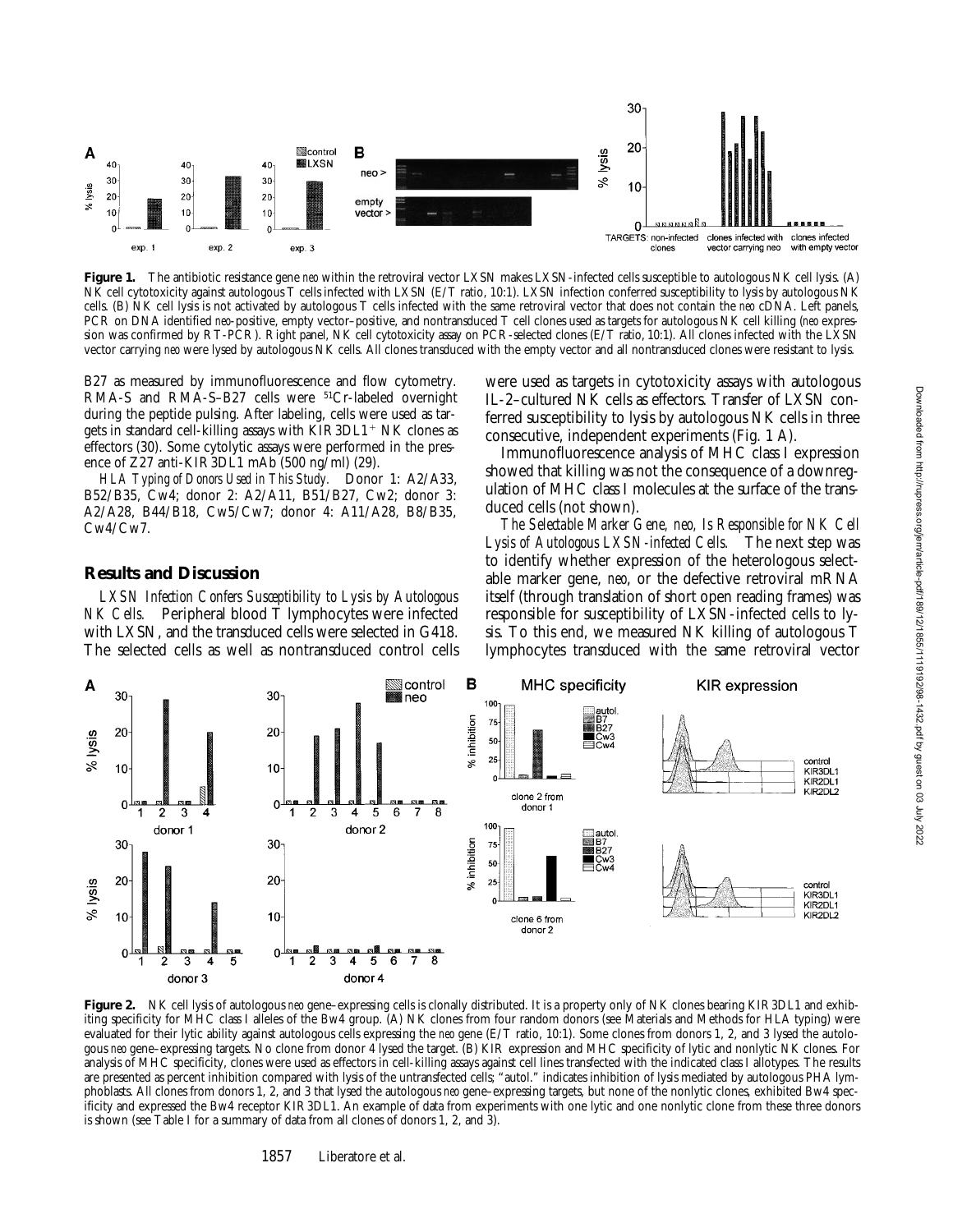**Figure 1.** The antibiotic resistance gene *neo* within the retroviral vector LXSN makes LXSN-infected cells susceptible to autologous NK cell lysis. (A) NK cell cytotoxicity against autologous T cells infected with LXSN (E/T ratio, 10:1). LXSN infection conferred susceptibility to lysis by autologous NK cells. (B) NK cell lysis is not activated by autologous T cells infected with the same retroviral vector that does not contain the *neo* cDNA. Left panels, PCR on DNA identified *neo*-positive, empty vector–positive, and nontransduced T cell clones used as targets for autologous NK cell killing (*neo* expression was confirmed by RT-PCR). Right panel, NK cell cytotoxicity assay on PCR-selected clones (E/T ratio, 10:1). All clones infected with the LXSN vector carrying *neo* were lysed by autologous NK cells. All clones transduced with the empty vector and all nontransduced clones were resistant to lysis.

B27 as measured by immunofluorescence and flow cytometry. RMA-S and RMA-S–B27 cells were $^{51}$Cr-labeled overnight during the peptide pulsing. After labeling, cells were used as targets in standard cell-killing assays with KIR3DL1$^{+}$ NK clones as effectors (30). Some cytolytic assays were performed in the presence of Z27 anti-KIR3DL1 mAb (500 ng/ml) (29).

*HLA Typing of Donors Used in This Study.* Donor 1: A2/A33, B52/B35, Cw4; donor 2: A2/A11, B51/B27, Cw2; donor 3: A2/A28, B44/B18, Cw5/Cw7; donor 4: A11/A28, B8/B35, Cw4/Cw7.

## Results and Discussion

*LXSN Infection Confers Susceptibility to Lysis by Autologous NK Cells.* Peripheral blood T lymphocytes were infected with LXSN, and the transduced cells were selected in G418. The selected cells as well as nontransduced control cells were used as targets in cytotoxicity assays with autologous IL-2–cultured NK cells as effectors. Transfer of LXSN conferred susceptibility to lysis by autologous NK cells in three consecutive, independent experiments (Fig. 1 A).

Immunofluorescence analysis of MHC class I expression showed that killing was not the consequence of a downregulation of MHC class I molecules at the surface of the transduced cells (not shown).

*The Selectable Marker Gene, neo, Is Responsible for NK Cell Lysis of Autologous LXSN-infected Cells.* The next step was to identify whether expression of the heterologous selectable marker gene, *neo*, or the defective retroviral mRNA itself (through translation of short open reading frames) was responsible for susceptibility of LXSN-infected cells to lysis. To this end, we measured NK killing of autologous T lymphocytes transduced with the same retroviral vector

**Figure 2.** NK cell lysis of autologous *neo* gene–expressing cells is clonally distributed. It is a property only of NK clones bearing KIR3DL1 and exhibiting specificity for MHC class I alleles of the Bw4 group. (A) NK clones from four random donors (see Materials and Methods for HLA typing) were evaluated for their lytic ability against autologous cells expressing the *neo* gene (E/T ratio, 10:1). Some clones from donors 1, 2, and 3 lysed the autologous *neo* gene–expressing targets. No clone from donor 4 lysed the target. (B) KIR expression and MHC specificity of lytic and nonlytic NK clones. For analysis of MHC specificity, clones were used as effectors in cell-killing assays against cell lines transfected with the indicated class I allotypes. The results are presented as percent inhibition compared with lysis of the untransfected cells; "autol." indicates inhibition of lysis mediated by autologous PHA lymphoblasts. All clones from donors 1, 2, and 3 that lysed the autologous *neo* gene–expressing targets, but none of the nonlytic clones, exhibited Bw4 specificity and expressed the Bw4 receptor KIR3DL1. An example of data from experiments with one lytic and one nonlytic clone from these three donors is shown (see Table I for a summary of data from all clones of donors 1, 2, and 3).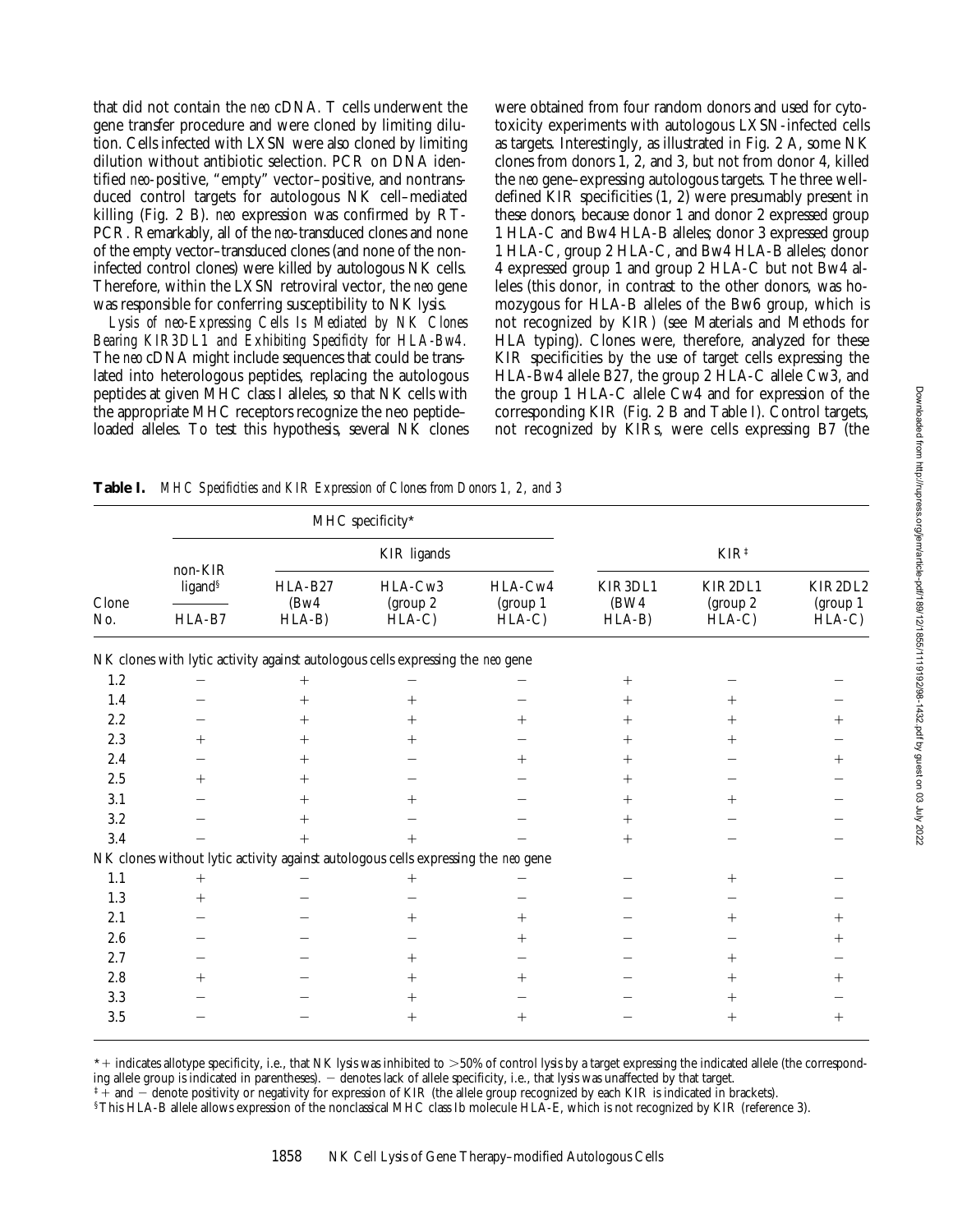that did not contain the *neo* cDNA. T cells underwent the gene transfer procedure and were cloned by limiting dilution. Cells infected with LXSN were also cloned by limiting dilution without antibiotic selection. PCR on DNA identified *neo*-positive, "empty" vector–positive, and nontransduced control targets for autologous NK cell–mediated killing (Fig. 2 B). *neo* expression was confirmed by RT-PCR. Remarkably, all of the *neo*-transduced clones and none of the empty vector–transduced clones (and none of the noninfected control clones) were killed by autologous NK cells. Therefore, within the LXSN retroviral vector, the *neo* gene was responsible for conferring susceptibility to NK lysis.

*Lysis of neo-Expressing Cells Is Mediated by NK Clones Bearing KIR3DL1 and Exhibiting Specificity for HLA-Bw4.* The *neo* cDNA might include sequences that could be translated into heterologous peptides, replacing the autologous peptides at given MHC class I alleles, so that NK cells with the appropriate MHC receptors recognize the neo peptide–loaded alleles. To test this hypothesis, several NK clones were obtained from four random donors and used for cytotoxicity experiments with autologous LXSN-infected cells as targets. Interestingly, as illustrated in Fig. 2 A, some NK clones from donors 1, 2, and 3, but not from donor 4, killed the *neo* gene–expressing autologous targets. The three well-defined KIR specificities (1, 2) were presumably present in these donors, because donor 1 and donor 2 expressed group 1 HLA-C and Bw4 HLA-B alleles; donor 3 expressed group 1 HLA-C, group 2 HLA-C, and Bw4 HLA-B alleles; donor 4 expressed group 1 and group 2 HLA-C but not Bw4 alleles (this donor, in contrast to the other donors, was homozygous for HLA-B alleles of the Bw6 group, which is not recognized by KIR) (see Materials and Methods for HLA typing). Clones were, therefore, analyzed for these KIR specificities by the use of target cells expressing the HLA-Bw4 allele B27, the group 2 HLA-C allele Cw3, and the group 1 HLA-C allele Cw4 and for expression of the corresponding KIR (Fig. 2 B and Table I). Control targets, not recognized by KIRs, were cells expressing B7 (the

**Table I.** *MHC Specificities and KIR Expression of Clones from Donors 1, 2, and 3*

| Clone No. | MHC specificity* | | | | KIR‡ | | |
|---|---|---|---|---|---|---|---|
| | non-KIR ligand§ | KIR ligands | | | | | |
| | HLA-B7 | HLA-B27 (Bw4 HLA-B) | HLA-Cw3 (group 2 HLA-C) | HLA-Cw4 (group 1 HLA-C) | KIR3DL1 (BW4 HLA-B) | KIR2DL1 (group 2 HLA-C) | KIR2DL2 (group 1 HLA-C) |
| NK clones with lytic activity against autologous cells expressing the *neo* gene | | | | | | | |
| 1.2 | − | + | − | − | + | − | − |
| 1.4 | − | + | + | − | + | + | − |
| 2.2 | − | + | + | + | + | + | + |
| 2.3 | + | + | + | − | + | + | − |
| 2.4 | − | + | − | + | + | − | + |
| 2.5 | + | + | − | − | + | − | − |
| 3.1 | − | + | + | − | + | + | − |
| 3.2 | − | + | − | − | + | − | − |
| 3.4 | − | + | + | − | + | − | − |
| NK clones without lytic activity against autologous cells expressing the *neo* gene | | | | | | | |
| 1.1 | + | − | + | − | − | + | − |
| 1.3 | + | − | − | − | − | − | − |
| 2.1 | − | − | + | + | − | + | + |
| 2.6 | − | − | − | + | − | − | + |
| 2.7 | − | − | + | − | − | + | − |
| 2.8 | + | − | + | + | − | + | + |
| 3.3 | − | − | + | − | − | + | − |
| 3.5 | − | − | + | + | − | + | + |

*+ indicates allotype specificity, i.e., that NK lysis was inhibited to >50% of control lysis by a target expressing the indicated allele (the corresponding allele group is indicated in parentheses). − denotes lack of allele specificity, i.e., that lysis was unaffected by that target.

‡+ and − denote positivity or negativity for expression of KIR (the allele group recognized by each KIR is indicated in brackets).

§This HLA-B allele allows expression of the nonclassical MHC class Ib molecule HLA-E, which is not recognized by KIR (reference 3).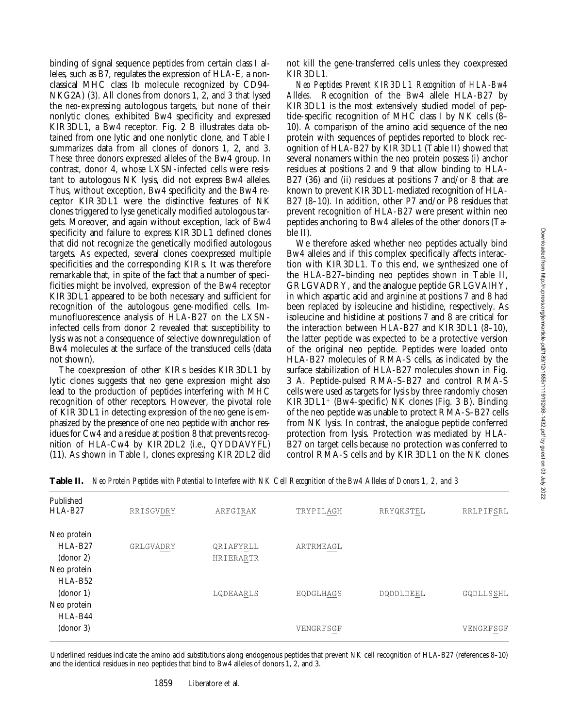binding of signal sequence peptides from certain class I alleles, such as B7, regulates the expression of HLA-E, a nonclassical MHC class Ib molecule recognized by CD94-NKG2A) (3). All clones from donors 1, 2, and 3 that lysed the *neo*-expressing autologous targets, but none of their nonlytic clones, exhibited Bw4 specificity and expressed KIR3DL1, a Bw4 receptor. Fig. 2 B illustrates data obtained from one lytic and one nonlytic clone, and Table I summarizes data from all clones of donors 1, 2, and 3. These three donors expressed alleles of the Bw4 group. In contrast, donor 4, whose LXSN-infected cells were resistant to autologous NK lysis, did not express Bw4 alleles. Thus, without exception, Bw4 specificity and the Bw4 receptor KIR3DL1 were the distinctive features of NK clones triggered to lyse genetically modified autologous targets. Moreover, and again without exception, lack of Bw4 specificity and failure to express KIR3DL1 defined clones that did not recognize the genetically modified autologous targets. As expected, several clones coexpressed multiple specificities and the corresponding KIRs. It was therefore remarkable that, in spite of the fact that a number of specificities might be involved, expression of the Bw4 receptor KIR3DL1 appeared to be both necessary and sufficient for recognition of the autologous gene-modified cells. Immunofluorescence analysis of HLA-B27 on the LXSN-infected cells from donor 2 revealed that susceptibility to lysis was not a consequence of selective downregulation of Bw4 molecules at the surface of the transduced cells (data not shown).

The coexpression of other KIRs besides KIR3DL1 by lytic clones suggests that *neo* gene expression might also lead to the production of peptides interfering with MHC recognition of other receptors. However, the pivotal role of KIR3DL1 in detecting expression of the *neo* gene is emphasized by the presence of one neo peptide with anchor residues for Cw4 and a residue at position 8 that prevents recognition of HLA-Cw4 by KIR2DL2 (i.e., QYDDAVYFL) (11). As shown in Table I, clones expressing KIR2DL2 did not kill the gene-transferred cells unless they coexpressed KIR3DL1.

*Neo Peptides Prevent KIR3DL1 Recognition of HLA-Bw4 Alleles.* Recognition of the Bw4 allele HLA-B27 by KIR3DL1 is the most extensively studied model of peptide-specific recognition of MHC class I by NK cells (8–10). A comparison of the amino acid sequence of the neo protein with sequences of peptides reported to block recognition of HLA-B27 by KIR3DL1 (Table II) showed that several nonamers within the neo protein possess (i) anchor residues at positions 2 and 9 that allow binding to HLA-B27 (36) and (ii) residues at positions 7 and/or 8 that are known to prevent KIR3DL1-mediated recognition of HLA-B27 (8–10). In addition, other P7 and/or P8 residues that prevent recognition of HLA-B27 were present within neo peptides anchoring to Bw4 alleles of the other donors (Table II).

We therefore asked whether neo peptides actually bind Bw4 alleles and if this complex specifically affects interaction with KIR3DL1. To this end, we synthesized one of the HLA-B27–binding neo peptides shown in Table II, GRLGVADRY, and the analogue peptide GRLGVAIHY, in which aspartic acid and arginine at positions 7 and 8 had been replaced by isoleucine and histidine, respectively. As isoleucine and histidine at positions 7 and 8 are critical for the interaction between HLA-B27 and KIR3DL1 (8–10), the latter peptide was expected to be a protective version of the original neo peptide. Peptides were loaded onto HLA-B27 molecules of RMA-S cells, as indicated by the surface stabilization of HLA-B27 molecules shown in Fig. 3 A. Peptide-pulsed RMA-S–B27 and control RMA-S cells were used as targets for lysis by three randomly chosen KIR3DL1+ (Bw4-specific) NK clones (Fig. 3 B). Binding of the neo peptide was unable to protect RMA-S–B27 cells from NK lysis. In contrast, the analogue peptide conferred protection from lysis. Protection was mediated by HLA-B27 on target cells because no protection was conferred to control RMA-S cells and by KIR3DL1 on the NK clones

**Table II.** *Neo Protein Peptides with Potential to Interfere with NK Cell Recognition of the Bw4 Alleles of Donors 1, 2, and 3*

| | | | | | |
|---|---|---|---|---|---|
| Published HLA-B27 | RRISGVDRY | ARFGIRAK | TRYPILAGH | RRYQKSTEL | RRLPIFSRL |
| Neo protein HLA-B27 (donor 2) | GRLGVADRY | QRIAFYRLL<br>HRIERARTR | ARTRMEAGL | | |
| Neo protein HLA-B52 (donor 1) | | LQDEAARLS | EQDGLHAGS | DQDDLDEEL | GQDLLSSHL |
| Neo protein HLA-B44 (donor 3) | | | VENGRFSGF | | VENGRFSGF |

Underlined residues indicate the amino acid substitutions along endogenous peptides that prevent NK cell recognition of HLA-B27 (references 8–10) and the identical residues in neo peptides that bind to Bw4 alleles of donors 1, 2, and 3.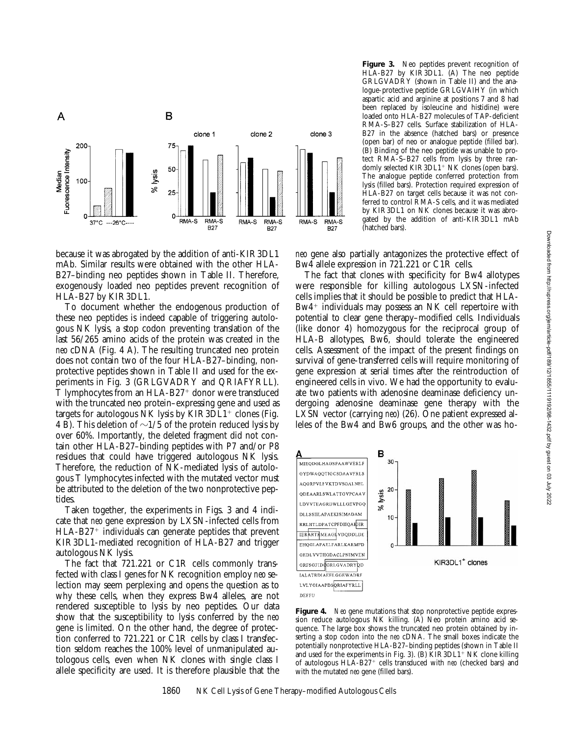**Figure 3.** Neo peptides prevent recognition of HLA-B27 by KIR3DL1. (A) The neo peptide GRLGVADRY (shown in Table II) and the analogue-protective peptide GRLGVAIHY (in which aspartic acid and arginine at positions 7 and 8 had been replaced by isoleucine and histidine) were loaded onto HLA-B27 molecules of TAP-deficient RMA-S–B27 cells. Surface stabilization of HLA-B27 in the absence (hatched bars) or presence (open bar) of neo or analogue peptide (filled bar). (B) Binding of the neo peptide was unable to protect RMA-S–B27 cells from lysis by three randomly selected KIR3DL1$^+$ NK clones (open bars). The analogue peptide conferred protection from lysis (filled bars). Protection required expression of HLA-B27 on target cells because it was not conferred to control RMA-S cells, and it was mediated by KIR3DL1 on NK clones because it was abrogated by the addition of anti-KIR3DL1 mAb (hatched bars).

because it was abrogated by the addition of anti-KIR3DL1 mAb. Similar results were obtained with the other HLA-B27–binding neo peptides shown in Table II. Therefore, exogenously loaded neo peptides prevent recognition of HLA-B27 by KIR3DL1.

To document whether the endogenous production of these neo peptides is indeed capable of triggering autologous NK lysis, a stop codon preventing translation of the last 56/265 amino acids of the protein was created in the *neo* cDNA (Fig. 4 A). The resulting truncated neo protein does not contain two of the four HLA-B27–binding, nonprotective peptides shown in Table II and used for the experiments in Fig. 3 (GRLGVADRY and QRIAFYRLL). T lymphocytes from an HLA-B27$^+$ donor were transduced with the truncated neo protein–expressing gene and used as targets for autologous NK lysis by KIR3DL1$^+$ clones (Fig. 4 B). This deletion of ~1/5 of the protein reduced lysis by over 60%. Importantly, the deleted fragment did not contain other HLA-B27–binding peptides with P7 and/or P8 residues that could have triggered autologous NK lysis. Therefore, the reduction of NK-mediated lysis of autologous T lymphocytes infected with the mutated vector must be attributed to the deletion of the two nonprotective peptides.

Taken together, the experiments in Figs. 3 and 4 indicate that *neo* gene expression by LXSN-infected cells from HLA-B27$^+$ individuals can generate peptides that prevent KIR3DL1-mediated recognition of HLA-B27 and trigger autologous NK lysis.

The fact that 721.221 or C1R cells commonly transfected with class I genes for NK recognition employ *neo* selection may seem perplexing and opens the question as to why these cells, when they express Bw4 alleles, are not rendered susceptible to lysis by neo peptides. Our data show that the susceptibility to lysis conferred by the *neo* gene is limited. On the other hand, the degree of protection conferred to 721.221 or C1R cells by class I transfection seldom reaches the 100% level of unmanipulated autologous cells, even when NK clones with single class I allele specificity are used. It is therefore plausible that the *neo* gene also partially antagonizes the protective effect of Bw4 allele expression in 721.221 or C1R cells.

The fact that clones with specificity for Bw4 allotypes were responsible for killing autologous LXSN-infected cells implies that it should be possible to predict that HLA-Bw4$^+$ individuals may possess an NK cell repertoire with potential to clear gene therapy–modified cells. Individuals (like donor 4) homozygous for the reciprocal group of HLA-B allotypes, Bw6, should tolerate the engineered cells. Assessment of the impact of the present findings on survival of gene-transferred cells will require monitoring of gene expression at serial times after the reintroduction of engineered cells in vivo. We had the opportunity to evaluate two patients with adenosine deaminase deficiency undergoing adenosine deaminase gene therapy with the LXSN vector (carrying *neo*) (26). One patient expressed alleles of the Bw4 and Bw6 groups, and the other was ho-

**Figure 4.** *Neo* gene mutations that stop nonprotective peptide expression reduce autologous NK killing. (A) Neo protein amino acid sequence. The large box shows the truncated neo protein obtained by inserting a stop codon into the *neo* cDNA. The small boxes indicate the potentially nonprotective HLA-B27–binding peptides (shown in Table II and used for the experiments in Fig. 3). (B) KIR3DL1$^+$ NK clone killing of autologous HLA-B27$^+$ cells transduced with *neo* (checked bars) and with the mutated *neo* gene (filled bars).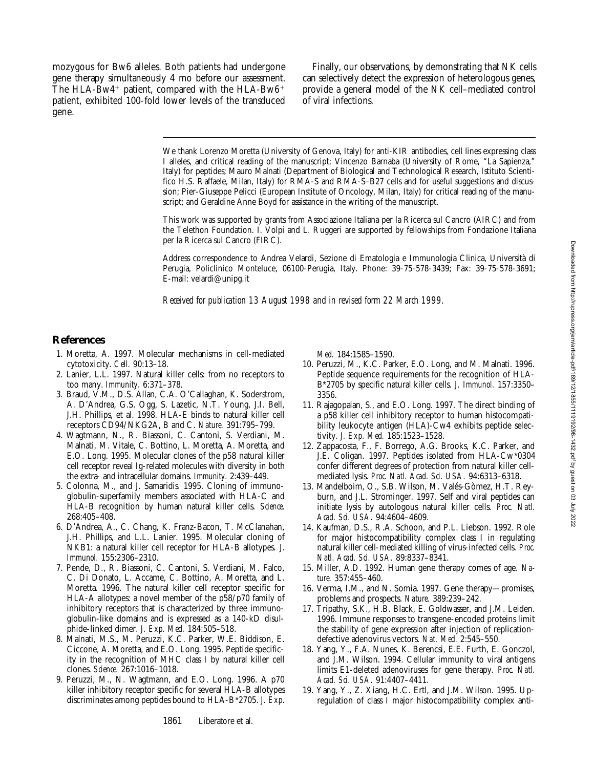mozygous for Bw6 alleles. Both patients had undergone gene therapy simultaneously 4 mo before our assessment. The HLA-Bw4⁺ patient, compared with the HLA-Bw6⁺ patient, exhibited 100-fold lower levels of the transduced gene.

Finally, our observations, by demonstrating that NK cells can selectively detect the expression of heterologous genes, provide a general model of the NK cell–mediated control of viral infections.

---

We thank Lorenzo Moretta (University of Genova, Italy) for anti-KIR antibodies, cell lines expressing class I alleles, and critical reading of the manuscript; Vincenzo Barnaba (University of Rome, "La Sapienza," Italy) for peptides; Mauro Malnati (Department of Biological and Technological Research, Istituto Scientifico H.S. Raffaele, Milan, Italy) for RMA-S and RMA-S–B27 cells and for useful suggestions and discussion; Pier-Giuseppe Pelicci (European Institute of Oncology, Milan, Italy) for critical reading of the manuscript; and Geraldine Anne Boyd for assistance in the writing of the manuscript.

This work was supported by grants from Associazione Italiana per la Ricerca sul Cancro (AIRC) and from the Telethon Foundation. I. Volpi and L. Ruggeri are supported by fellowships from Fondazione Italiana per la Ricerca sul Cancro (FIRC).

Address correspondence to Andrea Velardi, Sezione di Ematologia e Immunologia Clinica, Università di Perugia, Policlinico Monteluce, 06100-Perugia, Italy. Phone: 39-75-578-3439; Fax: 39-75-578-3691; E-mail: velardi@unipg.it

*Received for publication 13 August 1998 and in revised form 22 March 1999.*

## References

1. Moretta, A. 1997. Molecular mechanisms in cell-mediated cytotoxicity. *Cell.* 90:13–18.
2. Lanier, L.L. 1997. Natural killer cells: from no receptors to too many. *Immunity.* 6:371–378.
3. Braud, V.M., D.S. Allan, C.A. O'Callaghan, K. Soderstrom, A. D'Andrea, G.S. Ogg, S. Lazetic, N.T. Young, J.I. Bell, J.H. Phillips, et al. 1998. HLA-E binds to natural killer cell receptors CD94/NKG2A, B and C. *Nature.* 391:795–799.
4. Wagtmann, N., R. Biassoni, C. Cantoni, S. Verdiani, M. Malnati, M. Vitale, C. Bottino, L. Moretta, A. Moretta, and E.O. Long. 1995. Molecular clones of the p58 natural killer cell receptor reveal Ig-related molecules with diversity in both the extra- and intracellular domains. *Immunity.* 2:439–449.
5. Colonna, M., and J. Samaridis. 1995. Cloning of immunoglobulin-superfamily members associated with HLA-C and HLA-B recognition by human natural killer cells. *Science.* 268:405–408.
6. D'Andrea, A., C. Chang, K. Franz-Bacon, T. McClanahan, J.H. Phillips, and L.L. Lanier. 1995. Molecular cloning of NKB1: a natural killer cell receptor for HLA-B allotypes. *J. Immunol.* 155:2306–2310.
7. Pende, D., R. Biassoni, C. Cantoni, S. Verdiani, M. Falco, C. Di Donato, L. Accame, C. Bottino, A. Moretta, and L. Moretta. 1996. The natural killer cell receptor specific for HLA-A allotypes: a novel member of the p58/p70 family of inhibitory receptors that is characterized by three immunoglobulin-like domains and is expressed as a 140-kD disulphide-linked dimer. *J. Exp. Med.* 184:505–518.
8. Malnati, M.S., M. Peruzzi, K.C. Parker, W.E. Biddison, E. Ciccone, A. Moretta, and E.O. Long. 1995. Peptide specificity in the recognition of MHC class I by natural killer cell clones. *Science.* 267:1016–1018.
9. Peruzzi, M., N. Wagtmann, and E.O. Long. 1996. A p70 killer inhibitory receptor specific for several HLA-B allotypes discriminates among peptides bound to HLA-B*2705. *J. Exp. Med.* 184:1585–1590.
10. Peruzzi, M., K.C. Parker, E.O. Long, and M. Malnati. 1996. Peptide sequence requirements for the recognition of HLA-B*2705 by specific natural killer cells. *J. Immunol.* 157:3350–3356.
11. Rajagopalan, S., and E.O. Long. 1997. The direct binding of a p58 killer cell inhibitory receptor to human histocompatibility leukocyte antigen (HLA)-Cw4 exhibits peptide selectivity. *J. Exp. Med.* 185:1523–1528.
12. Zappacosta, F., F. Borrego, A.G. Brooks, K.C. Parker, and J.E. Coligan. 1997. Peptides isolated from HLA-Cw*0304 confer different degrees of protection from natural killer cell-mediated lysis. *Proc. Natl. Acad. Sci. USA.* 94:6313–6318.
13. Mandelboim, O., S.B. Wilson, M. Valés-Gòmez, H.T. Reyburn, and J.L. Strominger. 1997. Self and viral peptides can initiate lysis by autologous natural killer cells. *Proc. Natl. Acad. Sci. USA.* 94:4604–4609.
14. Kaufman, D.S., R.A. Schoon, and P.L. Liebson. 1992. Role for major histocompatibility complex class I in regulating natural killer cell-mediated killing of virus-infected cells. *Proc. Natl. Acad. Sci. USA.* 89:8337–8341.
15. Miller, A.D. 1992. Human gene therapy comes of age. *Nature.* 357:455–460.
16. Verma, I.M., and N. Somia. 1997. Gene therapy—promises, problems and prospects. *Nature.* 389:239–242.
17. Tripathy, S.K., H.B. Black, E. Goldwasser, and J.M. Leiden. 1996. Immune responses to transgene-encoded proteins limit the stability of gene expression after injection of replication-defective adenovirus vectors. *Nat. Med.* 2:545–550.
18. Yang, Y., F.A. Nunes, K. Berencsi, E.E. Furth, E. Gonczol, and J.M. Wilson. 1994. Cellular immunity to viral antigens limits E1-deleted adenoviruses for gene therapy. *Proc. Natl. Acad. Sci. USA.* 91:4407–4411.
19. Yang, Y., Z. Xiang, H.C. Ertl, and J.M. Wilson. 1995. Upregulation of class I major histocompatibility complex anti-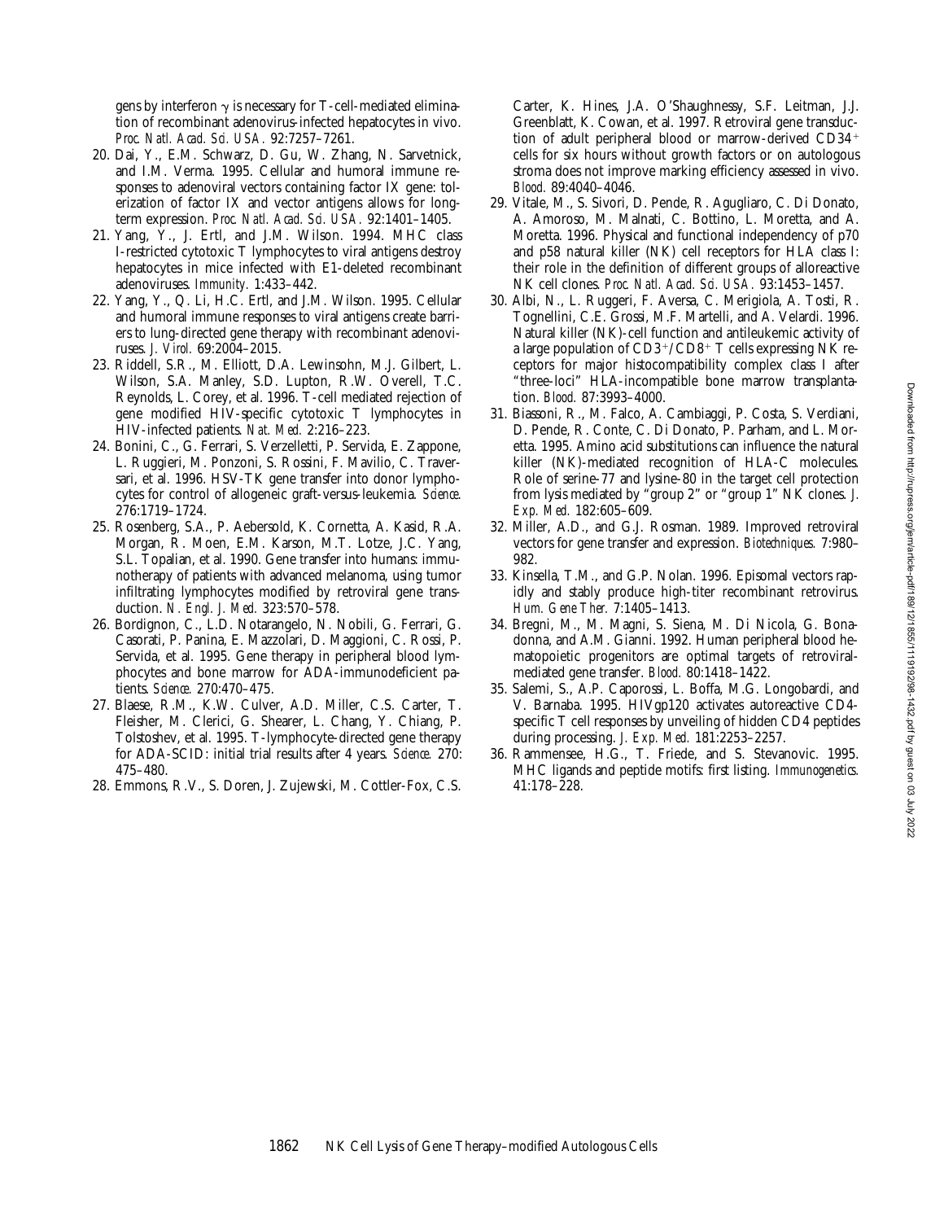gens by interferon γ is necessary for T-cell-mediated elimination of recombinant adenovirus-infected hepatocytes in vivo. *Proc. Natl. Acad. Sci. USA.* 92:7257–7261.

20. Dai, Y., E.M. Schwarz, D. Gu, W. Zhang, N. Sarvetnick, and I.M. Verma. 1995. Cellular and humoral immune responses to adenoviral vectors containing factor IX gene: tolerization of factor IX and vector antigens allows for long-term expression. *Proc. Natl. Acad. Sci. USA.* 92:1401–1405.
21. Yang, Y., J. Ertl, and J.M. Wilson. 1994. MHC class I-restricted cytotoxic T lymphocytes to viral antigens destroy hepatocytes in mice infected with E1-deleted recombinant adenoviruses. *Immunity.* 1:433–442.
22. Yang, Y., Q. Li, H.C. Ertl, and J.M. Wilson. 1995. Cellular and humoral immune responses to viral antigens create barriers to lung-directed gene therapy with recombinant adenoviruses. *J. Virol.* 69:2004–2015.
23. Riddell, S.R., M. Elliott, D.A. Lewinsohn, M.J. Gilbert, L. Wilson, S.A. Manley, S.D. Lupton, R.W. Overell, T.C. Reynolds, L. Corey, et al. 1996. T-cell mediated rejection of gene modified HIV-specific cytotoxic T lymphocytes in HIV-infected patients. *Nat. Med.* 2:216–223.
24. Bonini, C., G. Ferrari, S. Verzelletti, P. Servida, E. Zappone, L. Ruggieri, M. Ponzoni, S. Rossini, F. Mavilio, C. Traversari, et al. 1996. HSV-TK gene transfer into donor lymphocytes for control of allogeneic graft-versus-leukemia. *Science.* 276:1719–1724.
25. Rosenberg, S.A., P. Aebersold, K. Cornetta, A. Kasid, R.A. Morgan, R. Moen, E.M. Karson, M.T. Lotze, J.C. Yang, S.L. Topalian, et al. 1990. Gene transfer into humans: immunotherapy of patients with advanced melanoma, using tumor infiltrating lymphocytes modified by retroviral gene transduction. *N. Engl. J. Med.* 323:570–578.
26. Bordignon, C., L.D. Notarangelo, N. Nobili, G. Ferrari, G. Casorati, P. Panina, E. Mazzolari, D. Maggioni, C. Rossi, P. Servida, et al. 1995. Gene therapy in peripheral blood lymphocytes and bone marrow for ADA-immunodeficient patients. *Science.* 270:470–475.
27. Blaese, R.M., K.W. Culver, A.D. Miller, C.S. Carter, T. Fleisher, M. Clerici, G. Shearer, L. Chang, Y. Chiang, P. Tolstoshev, et al. 1995. T-lymphocyte-directed gene therapy for ADA-SCID: initial trial results after 4 years. *Science.* 270: 475–480.
28. Emmons, R.V., S. Doren, J. Zujewski, M. Cottler-Fox, C.S. Carter, K. Hines, J.A. O'Shaughnessy, S.F. Leitman, J.J. Greenblatt, K. Cowan, et al. 1997. Retroviral gene transduction of adult peripheral blood or marrow-derived $CD34^+$ cells for six hours without growth factors or on autologous stroma does not improve marking efficiency assessed in vivo. *Blood.* 89:4040–4046.
29. Vitale, M., S. Sivori, D. Pende, R. Augugliaro, C. Di Donato, A. Amoroso, M. Malnati, C. Bottino, L. Moretta, and A. Moretta. 1996. Physical and functional independency of p70 and p58 natural killer (NK) cell receptors for HLA class I: their role in the definition of different groups of alloreactive NK cell clones. *Proc. Natl. Acad. Sci. USA.* 93:1453–1457.
30. Albi, N., L. Ruggeri, F. Aversa, C. Merigiola, A. Tosti, R. Tognellini, C.E. Grossi, M.F. Martelli, and A. Velardi. 1996. Natural killer (NK)-cell function and antileukemic activity of a large population of $CD3^+/CD8^+$ T cells expressing NK receptors for major histocompatibility complex class I after "three-loci" HLA-incompatible bone marrow transplantation. *Blood.* 87:3993–4000.
31. Biassoni, R., M. Falco, A. Cambiaggi, P. Costa, S. Verdiani, D. Pende, R. Conte, C. Di Donato, P. Parham, and L. Moretta. 1995. Amino acid substitutions can influence the natural killer (NK)-mediated recognition of HLA-C molecules. Role of serine-77 and lysine-80 in the target cell protection from lysis mediated by "group 2" or "group 1" NK clones. *J. Exp. Med.* 182:605–609.
32. Miller, A.D., and G.J. Rosman. 1989. Improved retroviral vectors for gene transfer and expression. *Biotechniques.* 7:980–982.
33. Kinsella, T.M., and G.P. Nolan. 1996. Episomal vectors rapidly and stably produce high-titer recombinant retrovirus. *Hum. Gene Ther.* 7:1405–1413.
34. Bregni, M., M. Magni, S. Siena, M. Di Nicola, G. Bonadonna, and A.M. Gianni. 1992. Human peripheral blood hematopoietic progenitors are optimal targets of retroviral-mediated gene transfer. *Blood.* 80:1418–1422.
35. Salemi, S., A.P. Caporossi, L. Boffa, M.G. Longobardi, and V. Barnaba. 1995. HIVgp120 activates autoreactive CD4-specific T cell responses by unveiling of hidden CD4 peptides during processing. *J. Exp. Med.* 181:2253–2257.
36. Rammensee, H.G., T. Friede, and S. Stevanovic. 1995. MHC ligands and peptide motifs: first listing. *Immunogenetics.* 41:178–228.